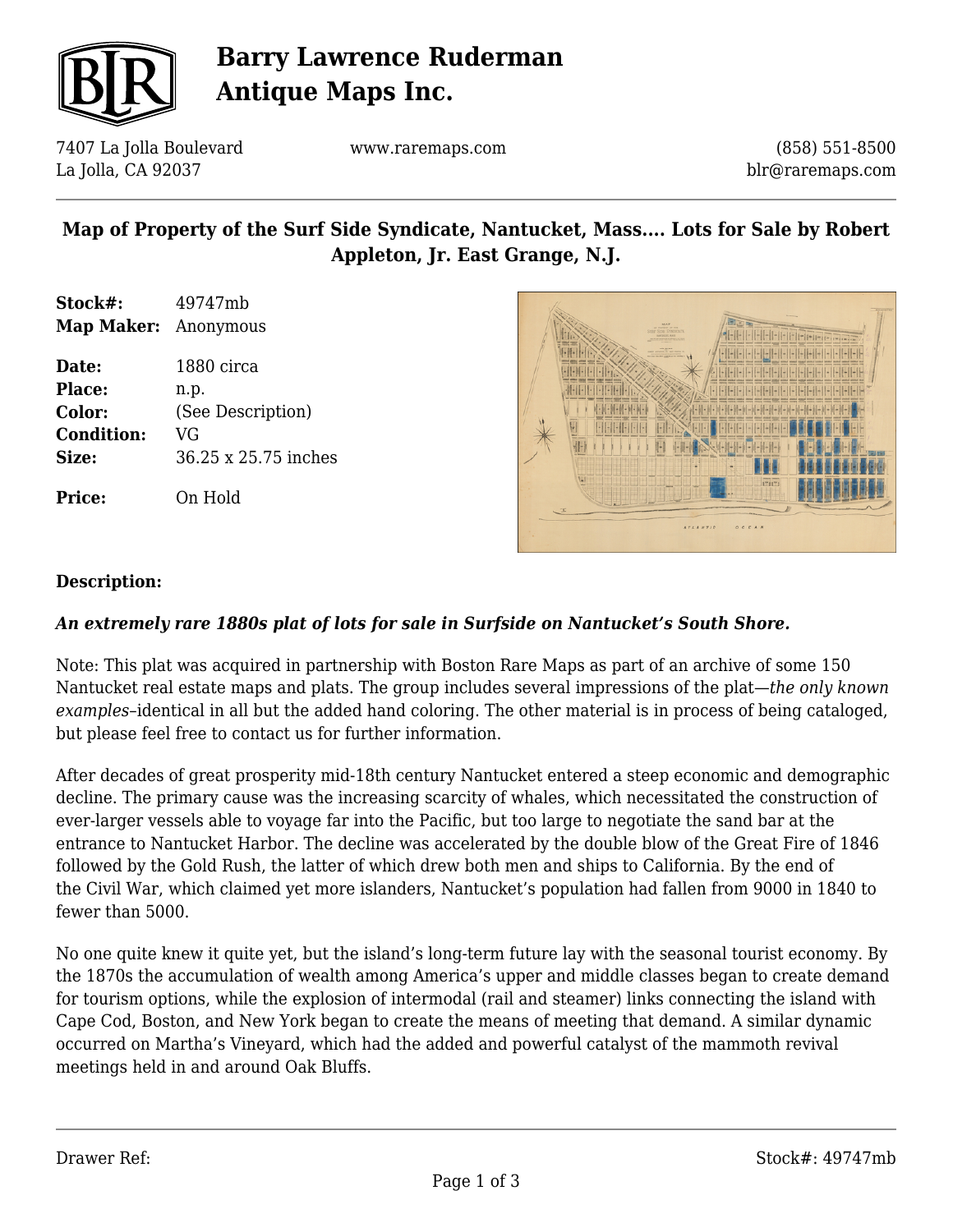# Map of Property of the Surf Side Syndicate, Nantucket, Mass.... Lots for Sale by Robert Appleton, Jr. East Grange, N.J.

**Stock#:** 49747mb
**Map Maker:** Anonymous

**Date:** 1880 circa
**Place:** n.p.
**Color:** (See Description)
**Condition:** VG
**Size:** 36.25 x 25.75 inches

**Price:** On Hold

### Description:

***An extremely rare 1880s plat of lots for sale in Surfside on Nantucket's South Shore.***

Note: This plat was acquired in partnership with Boston Rare Maps as part of an archive of some 150 Nantucket real estate maps and plats. The group includes several impressions of the plat—*the only known examples*–identical in all but the added hand coloring. The other material is in process of being cataloged, but please feel free to contact us for further information.

After decades of great prosperity mid-18th century Nantucket entered a steep economic and demographic decline. The primary cause was the increasing scarcity of whales, which necessitated the construction of ever-larger vessels able to voyage far into the Pacific, but too large to negotiate the sand bar at the entrance to Nantucket Harbor. The decline was accelerated by the double blow of the Great Fire of 1846 followed by the Gold Rush, the latter of which drew both men and ships to California. By the end of the Civil War, which claimed yet more islanders, Nantucket's population had fallen from 9000 in 1840 to fewer than 5000.

No one quite knew it quite yet, but the island's long-term future lay with the seasonal tourist economy. By the 1870s the accumulation of wealth among America's upper and middle classes began to create demand for tourism options, while the explosion of intermodal (rail and steamer) links connecting the island with Cape Cod, Boston, and New York began to create the means of meeting that demand. A similar dynamic occurred on Martha's Vineyard, which had the added and powerful catalyst of the mammoth revival meetings held in and around Oak Bluffs.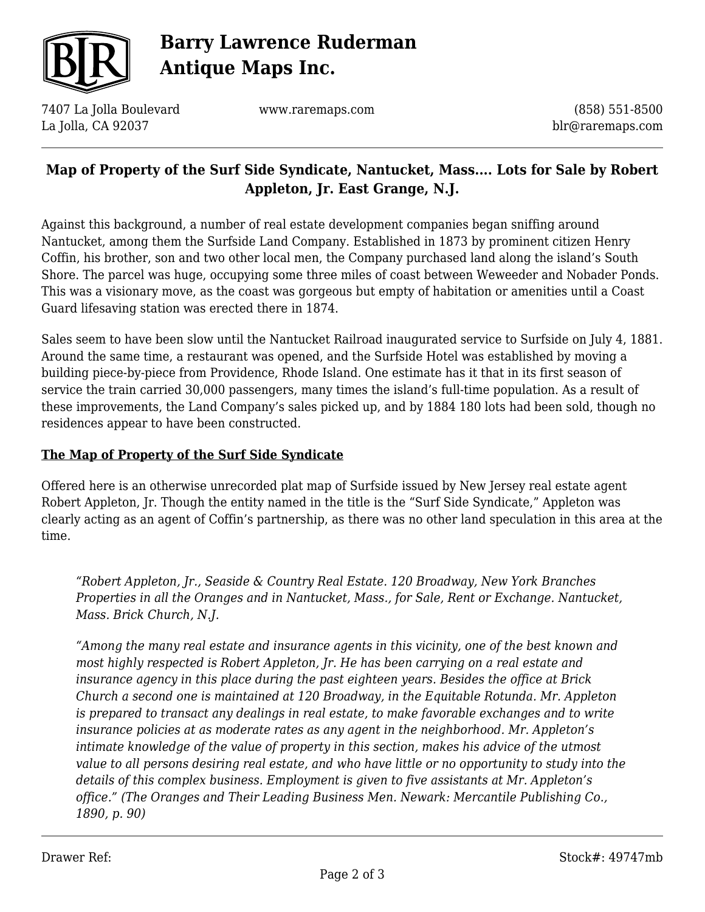## Map of Property of the Surf Side Syndicate, Nantucket, Mass.... Lots for Sale by Robert Appleton, Jr. East Grange, N.J.

Against this background, a number of real estate development companies began sniffing around Nantucket, among them the Surfside Land Company. Established in 1873 by prominent citizen Henry Coffin, his brother, son and two other local men, the Company purchased land along the island's South Shore. The parcel was huge, occupying some three miles of coast between Weweeder and Nobader Ponds. This was a visionary move, as the coast was gorgeous but empty of habitation or amenities until a Coast Guard lifesaving station was erected there in 1874.

Sales seem to have been slow until the Nantucket Railroad inaugurated service to Surfside on July 4, 1881. Around the same time, a restaurant was opened, and the Surfside Hotel was established by moving a building piece-by-piece from Providence, Rhode Island. One estimate has it that in its first season of service the train carried 30,000 passengers, many times the island's full-time population. As a result of these improvements, the Land Company's sales picked up, and by 1884 180 lots had been sold, though no residences appear to have been constructed.

### The Map of Property of the Surf Side Syndicate

Offered here is an otherwise unrecorded plat map of Surfside issued by New Jersey real estate agent Robert Appleton, Jr. Though the entity named in the title is the "Surf Side Syndicate," Appleton was clearly acting as an agent of Coffin's partnership, as there was no other land speculation in this area at the time.

> *"Robert Appleton, Jr., Seaside & Country Real Estate. 120 Broadway, New York Branches Properties in all the Oranges and in Nantucket, Mass., for Sale, Rent or Exchange. Nantucket, Mass. Brick Church, N.J.*
>
> *"Among the many real estate and insurance agents in this vicinity, one of the best known and most highly respected is Robert Appleton, Jr. He has been carrying on a real estate and insurance agency in this place during the past eighteen years. Besides the office at Brick Church a second one is maintained at 120 Broadway, in the Equitable Rotunda. Mr. Appleton is prepared to transact any dealings in real estate, to make favorable exchanges and to write insurance policies at as moderate rates as any agent in the neighborhood. Mr. Appleton's intimate knowledge of the value of property in this section, makes his advice of the utmost value to all persons desiring real estate, and who have little or no opportunity to study into the details of this complex business. Employment is given to five assistants at Mr. Appleton's office." (The Oranges and Their Leading Business Men. Newark: Mercantile Publishing Co., 1890, p. 90)*

Drawer Ref: Stock#: 49747mb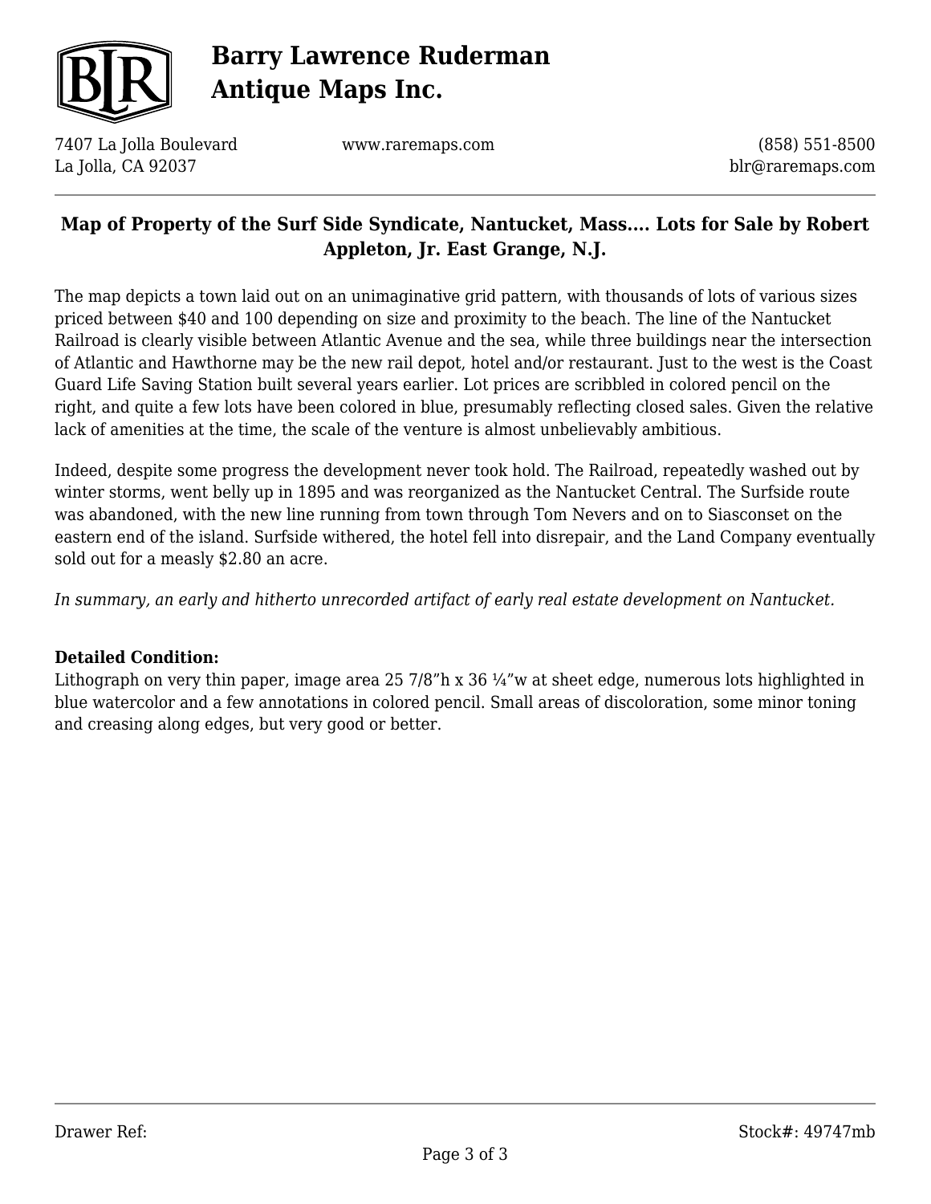**Map of Property of the Surf Side Syndicate, Nantucket, Mass.... Lots for Sale by Robert Appleton, Jr. East Grange, N.J.**

The map depicts a town laid out on an unimaginative grid pattern, with thousands of lots of various sizes priced between $40 and 100 depending on size and proximity to the beach. The line of the Nantucket Railroad is clearly visible between Atlantic Avenue and the sea, while three buildings near the intersection of Atlantic and Hawthorne may be the new rail depot, hotel and/or restaurant. Just to the west is the Coast Guard Life Saving Station built several years earlier. Lot prices are scribbled in colored pencil on the right, and quite a few lots have been colored in blue, presumably reflecting closed sales. Given the relative lack of amenities at the time, the scale of the venture is almost unbelievably ambitious.

Indeed, despite some progress the development never took hold. The Railroad, repeatedly washed out by winter storms, went belly up in 1895 and was reorganized as the Nantucket Central. The Surfside route was abandoned, with the new line running from town through Tom Nevers and on to Siasconset on the eastern end of the island. Surfside withered, the hotel fell into disrepair, and the Land Company eventually sold out for a measly $2.80 an acre.

*In summary, an early and hitherto unrecorded artifact of early real estate development on Nantucket.*

**Detailed Condition:**
Lithograph on very thin paper, image area 25 7/8"h x 36 ¼"w at sheet edge, numerous lots highlighted in blue watercolor and a few annotations in colored pencil. Small areas of discoloration, some minor toning and creasing along edges, but very good or better.

Drawer Ref:

Stock#: 49747mb